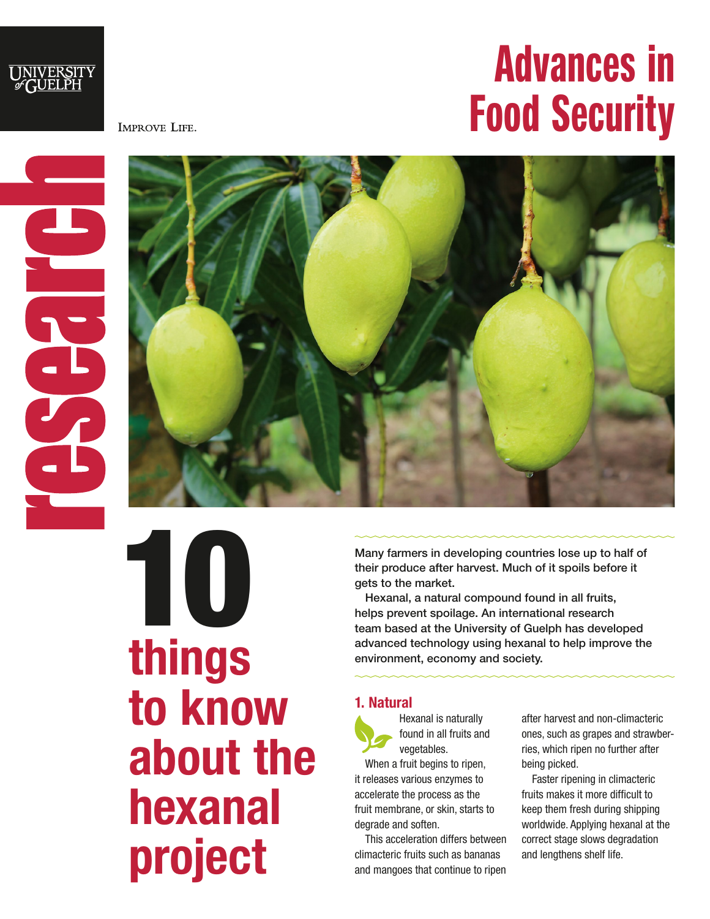UNIVERSITY of GUELPH

IMPROVE LIFE.

research

# Advances in Food Security

# 10 things to know about the hexanal project

**Many farmers in developing countries lose up to half of their produce after harvest. Much of it spoils before it gets to the market.**

**Hexanal, a natural compound found in all fruits, helps prevent spoilage. An international research team based at the University of Guelph has developed advanced technology using hexanal to help improve the environment, economy and society.**

## 1. Natural

Hexanal is naturally found in all fruits and vegetables.

When a fruit begins to ripen, it releases various enzymes to accelerate the process as the fruit membrane, or skin, starts to degrade and soften.

This acceleration differs between climacteric fruits such as bananas and mangoes that continue to ripen after harvest and non-climacteric ones, such as grapes and strawberries, which ripen no further after being picked.

Faster ripening in climacteric fruits makes it more difficult to keep them fresh during shipping worldwide. Applying hexanal at the correct stage slows degradation and lengthens shelf life.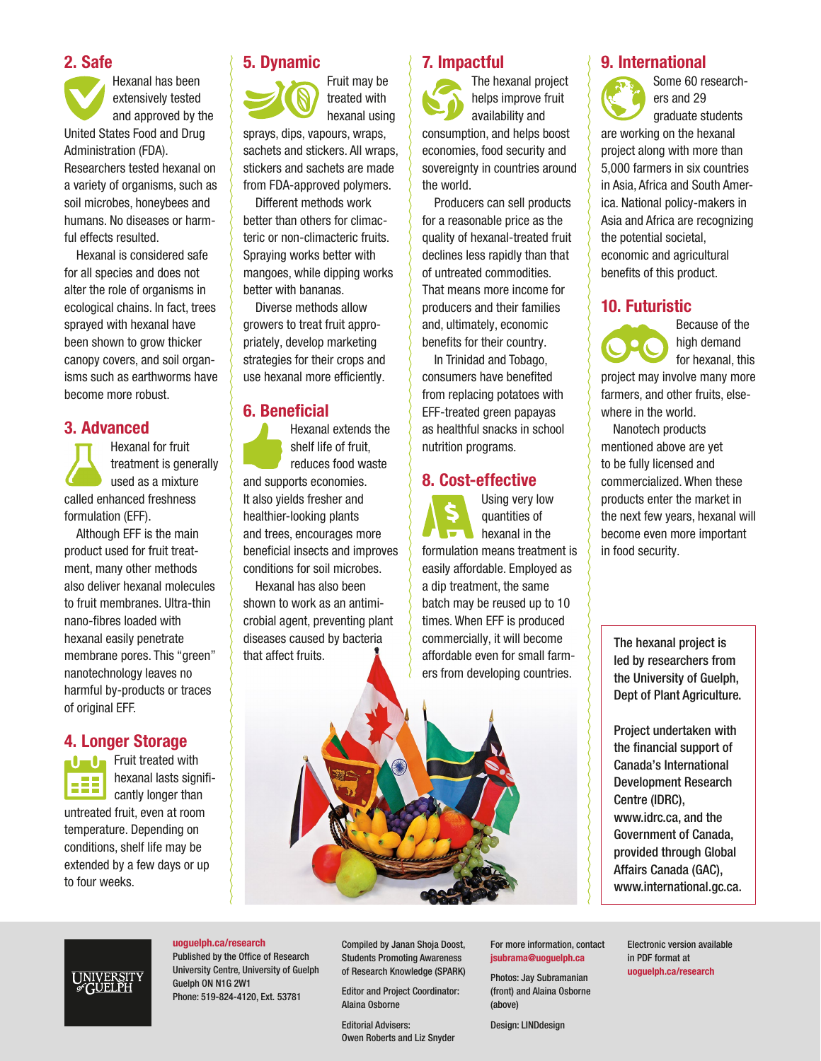## 2. Safe

Hexanal has been extensively tested and approved by the United States Food and Drug Administration (FDA). Researchers tested hexanal on a variety of organisms, such as soil microbes, honeybees and humans. No diseases or harmful effects resulted.

Hexanal is considered safe for all species and does not alter the role of organisms in ecological chains. In fact, trees sprayed with hexanal have been shown to grow thicker canopy covers, and soil organisms such as earthworms have become more robust.

## 3. Advanced

Hexanal for fruit treatment is generally used as a mixture called enhanced freshness formulation (EFF).

Although EFF is the main product used for fruit treatment, many other methods also deliver hexanal molecules to fruit membranes. Ultra-thin nano-fibres loaded with hexanal easily penetrate membrane pores. This "green" nanotechnology leaves no harmful by-products or traces of original EFF.

## 4. Longer Storage

Fruit treated with hexanal lasts significantly longer than untreated fruit, even at room temperature. Depending on conditions, shelf life may be extended by a few days or up to four weeks.

## 5. Dynamic

Fruit may be treated with hexanal using sprays, dips, vapours, wraps, sachets and stickers. All wraps, stickers and sachets are made from FDA-approved polymers.

Different methods work better than others for climacteric or non-climacteric fruits. Spraying works better with mangoes, while dipping works better with bananas.

Diverse methods allow growers to treat fruit appropriately, develop marketing strategies for their crops and use hexanal more efficiently.

## 6. Beneficial

Hexanal extends the shelf life of fruit, reduces food waste and supports economies. It also yields fresher and healthier-looking plants and trees, encourages more beneficial insects and improves conditions for soil microbes.

Hexanal has also been shown to work as an antimicrobial agent, preventing plant diseases caused by bacteria that affect fruits.

## 7. Impactful

The hexanal project helps improve fruit availability and consumption, and helps boost economies, food security and sovereignty in countries around the world.

Producers can sell products for a reasonable price as the quality of hexanal-treated fruit declines less rapidly than that of untreated commodities. That means more income for producers and their families and, ultimately, economic benefits for their country.

In Trinidad and Tobago, consumers have benefited from replacing potatoes with EFF-treated green papayas as healthful snacks in school nutrition programs.

## 8. Cost-effective

Using very low quantities of hexanal in the formulation means treatment is easily affordable. Employed as a dip treatment, the same batch may be reused up to 10 times. When EFF is produced commercially, it will become affordable even for small farmers from developing countries.

## 9. International

Some 60 researchers and 29 graduate students are working on the hexanal project along with more than 5,000 farmers in six countries in Asia, Africa and South America. National policy-makers in Asia and Africa are recognizing the potential societal, economic and agricultural benefits of this product.

## 10. Futuristic

Because of the high demand for hexanal, this project may involve many more farmers, and other fruits, elsewhere in the world.

Nanotech products mentioned above are yet to be fully licensed and commercialized. When these products enter the market in the next few years, hexanal will become even more important in food security.

**The hexanal project is led by researchers from the University of Guelph, Dept of Plant Agriculture.**

**Project undertaken with the financial support of Canada's International Development Research Centre (IDRC), www.idrc.ca, and the Government of Canada, provided through Global Affairs Canada (GAC), www.international.gc.ca.**

UNIVERSITY of GUELPH

uoguelph.ca/research
Published by the Office of Research
University Centre, University of Guelph
Guelph ON N1G 2W1
Phone: 519-824-4120, Ext. 53781

Compiled by Janan Shoja Doost, Students Promoting Awareness of Research Knowledge (SPARK)

Editor and Project Coordinator: Alaina Osborne

Editorial Advisers: Owen Roberts and Liz Snyder

For more information, contact jsubrama@uoguelph.ca

Photos: Jay Subramanian (front) and Alaina Osborne (above)

Design: LINDdesign

Electronic version available in PDF format at uoguelph.ca/research